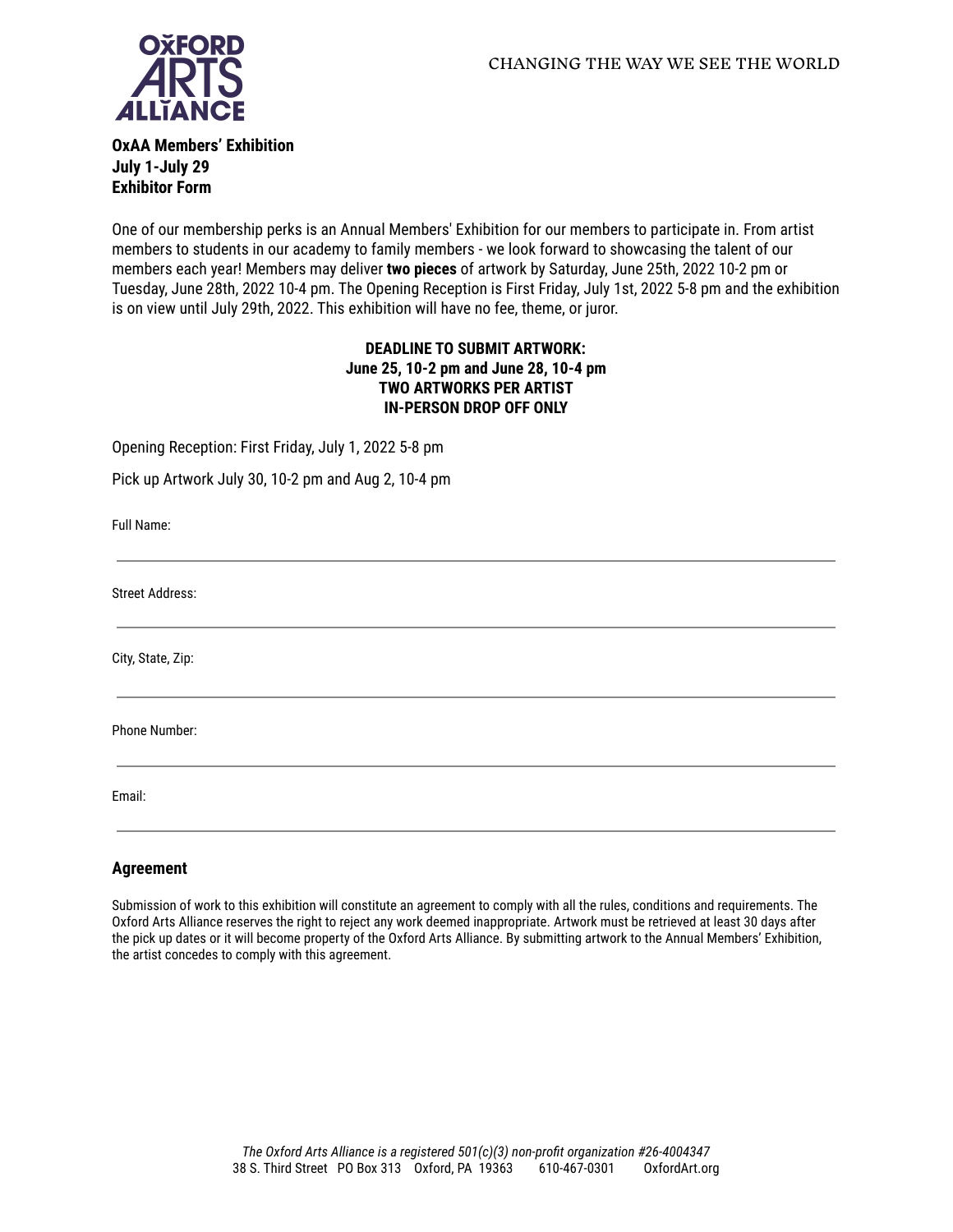OXFORD ARTS ALLIANCE

CHANGING THE WAY WE SEE THE WORLD

**OxAA Members' Exhibition**
**July 1-July 29**
**Exhibitor Form**

One of our membership perks is an Annual Members' Exhibition for our members to participate in. From artist members to students in our academy to family members - we look forward to showcasing the talent of our members each year! Members may deliver **two pieces** of artwork by Saturday, June 25th, 2022 10-2 pm or Tuesday, June 28th, 2022 10-4 pm. The Opening Reception is First Friday, July 1st, 2022 5-8 pm and the exhibition is on view until July 29th, 2022. This exhibition will have no fee, theme, or juror.

**DEADLINE TO SUBMIT ARTWORK:**
**June 25, 10-2 pm and June 28, 10-4 pm**
**TWO ARTWORKS PER ARTIST**
**IN-PERSON DROP OFF ONLY**

Opening Reception: First Friday, July 1, 2022 5-8 pm

Pick up Artwork July 30, 10-2 pm and Aug 2, 10-4 pm

Full Name: ______________________________

Street Address: ______________________________

City, State, Zip: ______________________________

Phone Number: ______________________________

Email: ______________________________

## Agreement

Submission of work to this exhibition will constitute an agreement to comply with all the rules, conditions and requirements. The Oxford Arts Alliance reserves the right to reject any work deemed inappropriate. Artwork must be retrieved at least 30 days after the pick up dates or it will become property of the Oxford Arts Alliance. By submitting artwork to the Annual Members' Exhibition, the artist concedes to comply with this agreement.

*The Oxford Arts Alliance is a registered 501(c)(3) non-profit organization #26-4004347*
38 S. Third Street PO Box 313 Oxford, PA 19363 610-467-0301 OxfordArt.org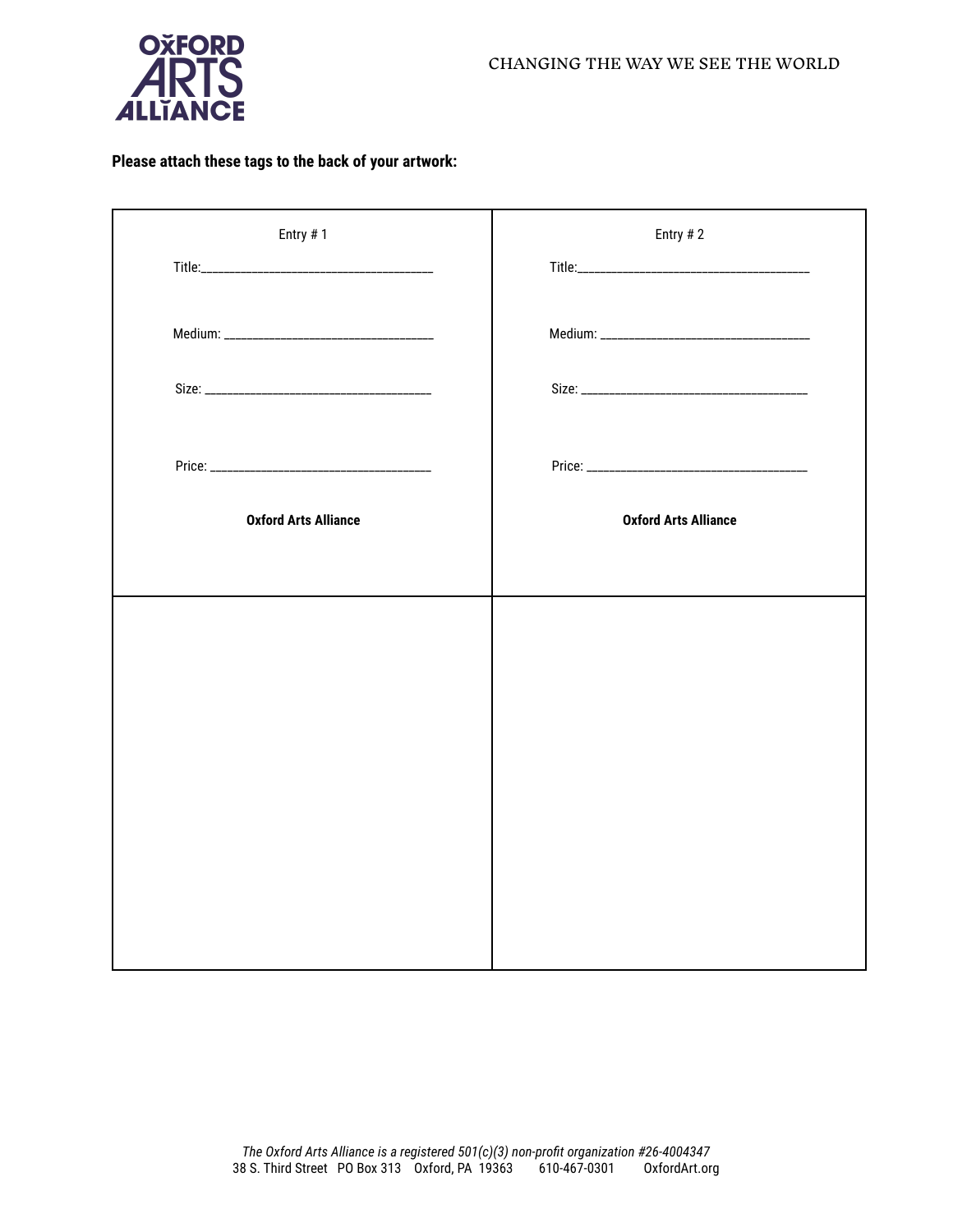OXFORD ARTS ALLIANCE

CHANGING THE WAY WE SEE THE WORLD

**Please attach these tags to the back of your artwork:**

| | |
|---|---|
| Entry # 1<br><br>Title:___________________________________<br><br>Medium: ________________________________<br><br>Size: __________________________________<br><br>Price: _________________________________<br><br>**Oxford Arts Alliance** | Entry # 2<br><br>Title:___________________________________<br><br>Medium: ________________________________<br><br>Size: __________________________________<br><br>Price: _________________________________<br><br>**Oxford Arts Alliance** |
| | |

*The Oxford Arts Alliance is a registered 501(c)(3) non-profit organization #26-4004347*
38 S. Third Street PO Box 313 Oxford, PA 19363 610-467-0301 OxfordArt.org